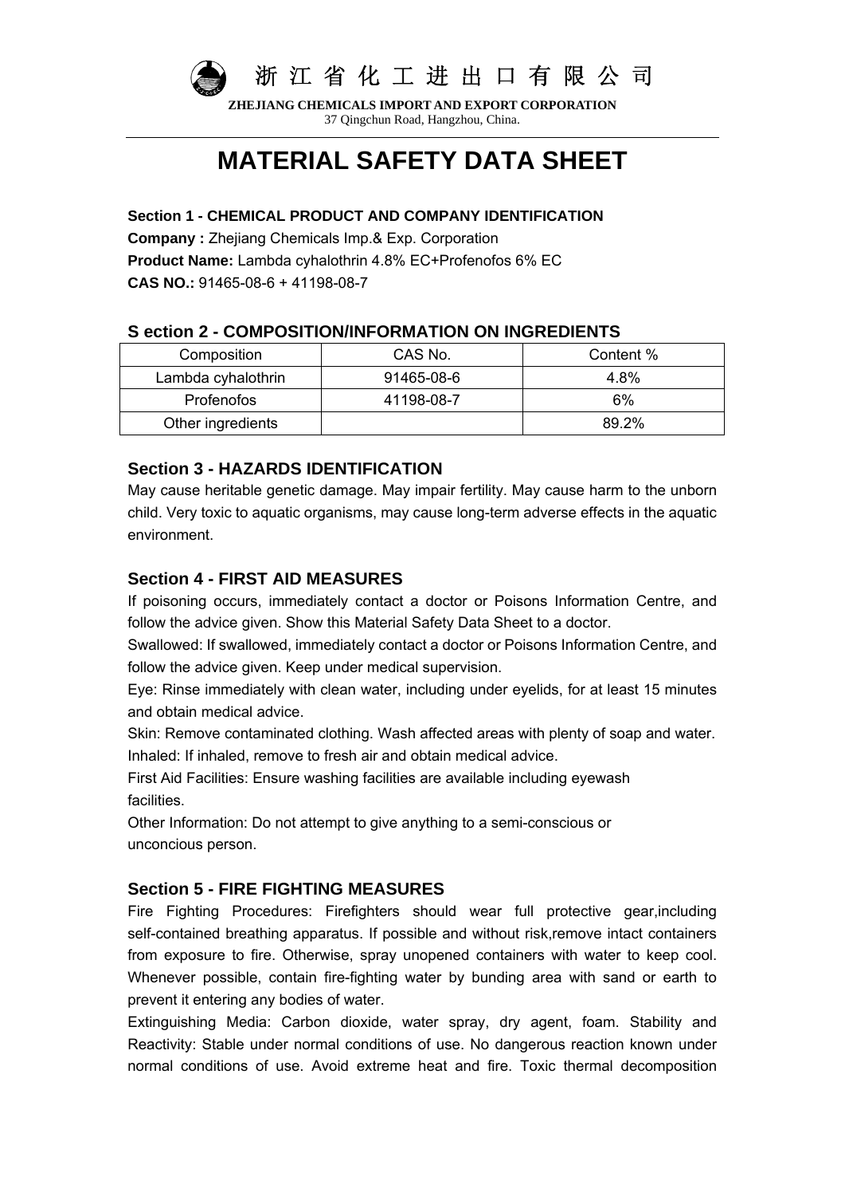浙江省化工进出口有限公司

**ZHEJIANG CHEMICALS IMPORT AND EXPORT CORPORATION**
37 Qingchun Road, Hangzhou, China.

# MATERIAL SAFETY DATA SHEET

**Section 1 - CHEMICAL PRODUCT AND COMPANY IDENTIFICATION**

**Company :** Zhejiang Chemicals Imp.& Exp. Corporation
**Product Name:** Lambda cyhalothrin 4.8% EC+Profenofos 6% EC
**CAS NO.:** 91465-08-6 + 41198-08-7

## S ection 2 - COMPOSITION/INFORMATION ON INGREDIENTS

| Composition | CAS No. | Content % |
|---|---|---|
| Lambda cyhalothrin | 91465-08-6 | 4.8% |
| Profenofos | 41198-08-7 | 6% |
| Other ingredients | | 89.2% |

## Section 3 - HAZARDS IDENTIFICATION

May cause heritable genetic damage. May impair fertility. May cause harm to the unborn child. Very toxic to aquatic organisms, may cause long-term adverse effects in the aquatic environment.

## Section 4 - FIRST AID MEASURES

If poisoning occurs, immediately contact a doctor or Poisons Information Centre, and follow the advice given. Show this Material Safety Data Sheet to a doctor.

Swallowed: If swallowed, immediately contact a doctor or Poisons Information Centre, and follow the advice given. Keep under medical supervision.

Eye: Rinse immediately with clean water, including under eyelids, for at least 15 minutes and obtain medical advice.

Skin: Remove contaminated clothing. Wash affected areas with plenty of soap and water.

Inhaled: If inhaled, remove to fresh air and obtain medical advice.

First Aid Facilities: Ensure washing facilities are available including eyewash facilities.

Other Information: Do not attempt to give anything to a semi-conscious or unconcious person.

## Section 5 - FIRE FIGHTING MEASURES

Fire Fighting Procedures: Firefighters should wear full protective gear,including self-contained breathing apparatus. If possible and without risk,remove intact containers from exposure to fire. Otherwise, spray unopened containers with water to keep cool. Whenever possible, contain fire-fighting water by bunding area with sand or earth to prevent it entering any bodies of water.

Extinguishing Media: Carbon dioxide, water spray, dry agent, foam. Stability and Reactivity: Stable under normal conditions of use. No dangerous reaction known under normal conditions of use. Avoid extreme heat and fire. Toxic thermal decomposition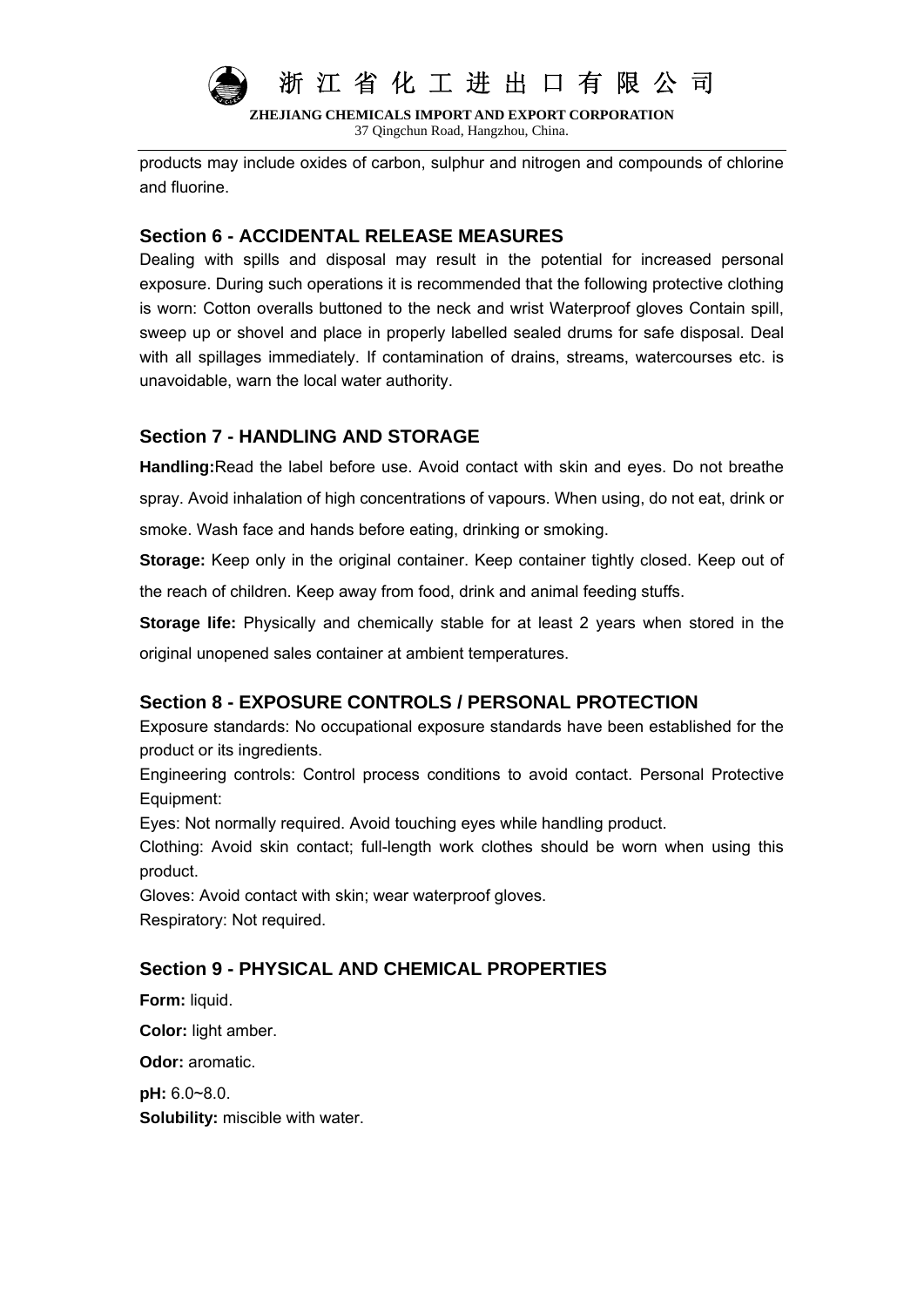products may include oxides of carbon, sulphur and nitrogen and compounds of chlorine and fluorine.

## Section 6 - ACCIDENTAL RELEASE MEASURES

Dealing with spills and disposal may result in the potential for increased personal exposure. During such operations it is recommended that the following protective clothing is worn: Cotton overalls buttoned to the neck and wrist Waterproof gloves Contain spill, sweep up or shovel and place in properly labelled sealed drums for safe disposal. Deal with all spillages immediately. If contamination of drains, streams, watercourses etc. is unavoidable, warn the local water authority.

## Section 7 - HANDLING AND STORAGE

**Handling:** Read the label before use. Avoid contact with skin and eyes. Do not breathe spray. Avoid inhalation of high concentrations of vapours. When using, do not eat, drink or smoke. Wash face and hands before eating, drinking or smoking.

**Storage:** Keep only in the original container. Keep container tightly closed. Keep out of the reach of children. Keep away from food, drink and animal feeding stuffs.

**Storage life:** Physically and chemically stable for at least 2 years when stored in the original unopened sales container at ambient temperatures.

## Section 8 - EXPOSURE CONTROLS / PERSONAL PROTECTION

Exposure standards: No occupational exposure standards have been established for the product or its ingredients.

Engineering controls: Control process conditions to avoid contact. Personal Protective Equipment:

Eyes: Not normally required. Avoid touching eyes while handling product.

Clothing: Avoid skin contact; full-length work clothes should be worn when using this product.

Gloves: Avoid contact with skin; wear waterproof gloves.

Respiratory: Not required.

## Section 9 - PHYSICAL AND CHEMICAL PROPERTIES

**Form:** liquid.

**Color:** light amber.

**Odor:** aromatic.

**pH:** 6.0~8.0.

**Solubility:** miscible with water.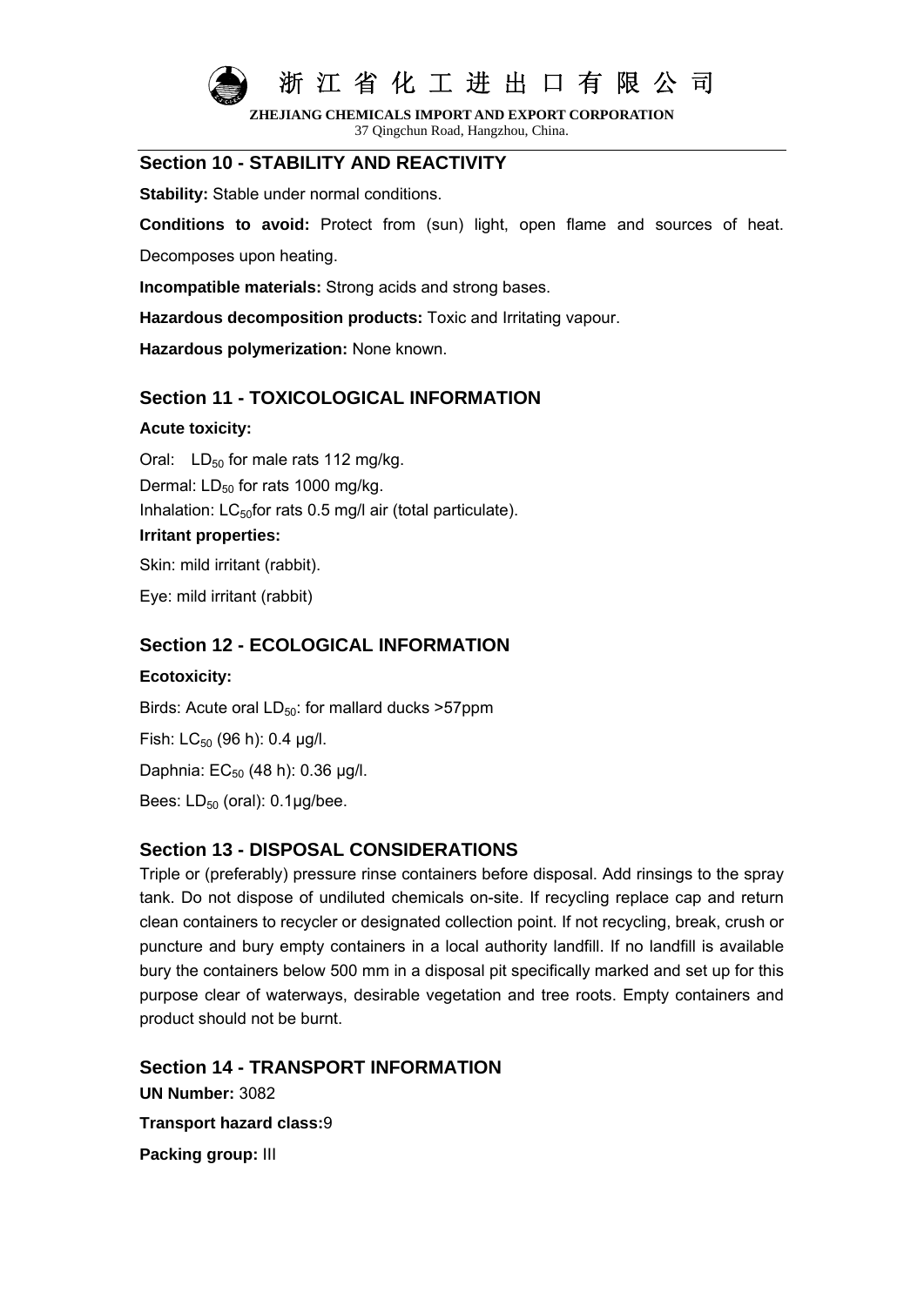## Section 10 - STABILITY AND REACTIVITY

**Stability:** Stable under normal conditions.

**Conditions to avoid:** Protect from (sun) light, open flame and sources of heat. Decomposes upon heating.

**Incompatible materials:** Strong acids and strong bases.

**Hazardous decomposition products:** Toxic and Irritating vapour.

**Hazardous polymerization:** None known.

## Section 11 - TOXICOLOGICAL INFORMATION

**Acute toxicity:**

Oral: $LD_{50}$ for male rats 112 mg/kg.
Dermal: $LD_{50}$ for rats 1000 mg/kg.
Inhalation: $LC_{50}$for rats 0.5 mg/l air (total particulate).

**Irritant properties:**

Skin: mild irritant (rabbit).

Eye: mild irritant (rabbit)

## Section 12 - ECOLOGICAL INFORMATION

**Ecotoxicity:**

Birds: Acute oral $LD_{50}$: for mallard ducks >57ppm

Fish: $LC_{50}$ (96 h): 0.4 μg/l.

Daphnia: $EC_{50}$ (48 h): 0.36 μg/l.

Bees: $LD_{50}$ (oral): 0.1μg/bee.

## Section 13 - DISPOSAL CONSIDERATIONS

Triple or (preferably) pressure rinse containers before disposal. Add rinsings to the spray tank. Do not dispose of undiluted chemicals on-site. If recycling replace cap and return clean containers to recycler or designated collection point. If not recycling, break, crush or puncture and bury empty containers in a local authority landfill. If no landfill is available bury the containers below 500 mm in a disposal pit specifically marked and set up for this purpose clear of waterways, desirable vegetation and tree roots. Empty containers and product should not be burnt.

## Section 14 - TRANSPORT INFORMATION

**UN Number:** 3082

**Transport hazard class:**9

**Packing group:** III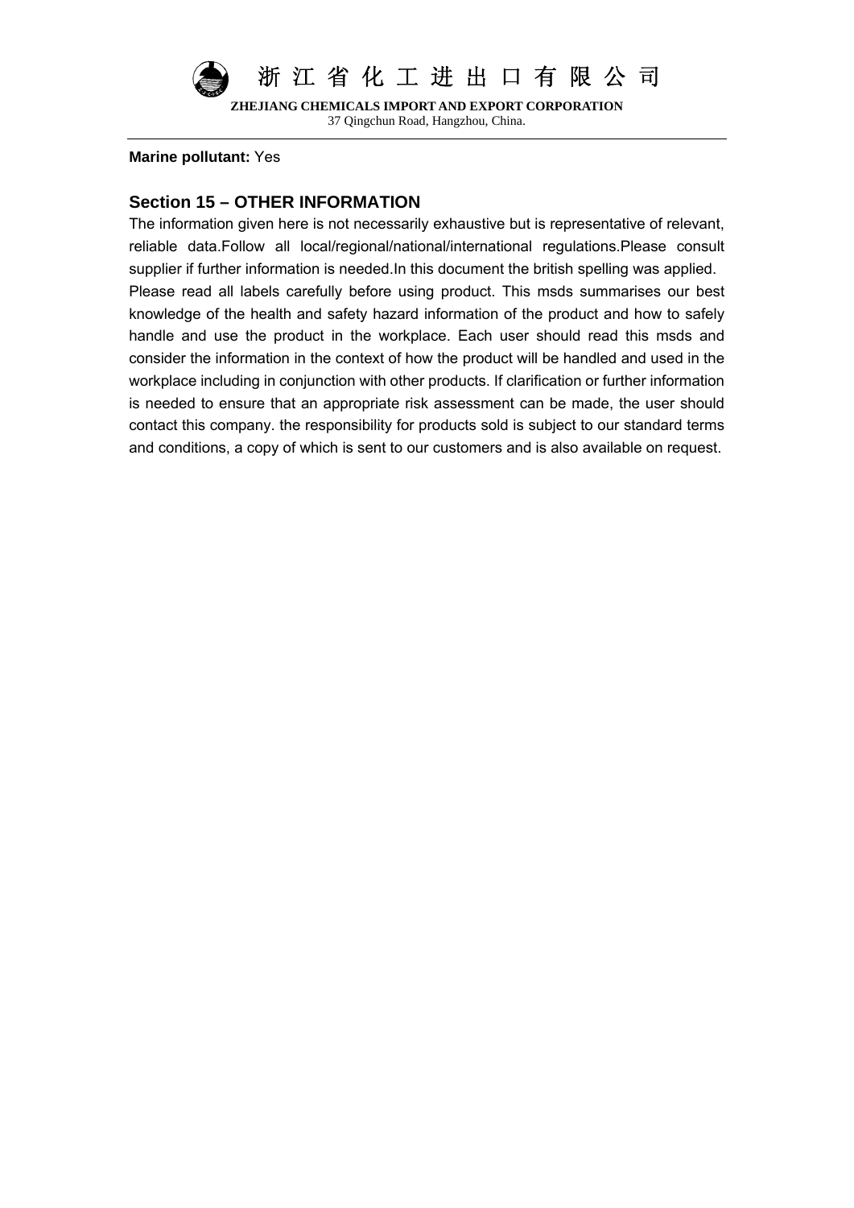**Marine pollutant:** Yes

## Section 15 – OTHER INFORMATION

The information given here is not necessarily exhaustive but is representative of relevant, reliable data.Follow all local/regional/national/international regulations.Please consult supplier if further information is needed.In this document the british spelling was applied.

Please read all labels carefully before using product. This msds summarises our best knowledge of the health and safety hazard information of the product and how to safely handle and use the product in the workplace. Each user should read this msds and consider the information in the context of how the product will be handled and used in the workplace including in conjunction with other products. If clarification or further information is needed to ensure that an appropriate risk assessment can be made, the user should contact this company. the responsibility for products sold is subject to our standard terms and conditions, a copy of which is sent to our customers and is also available on request.